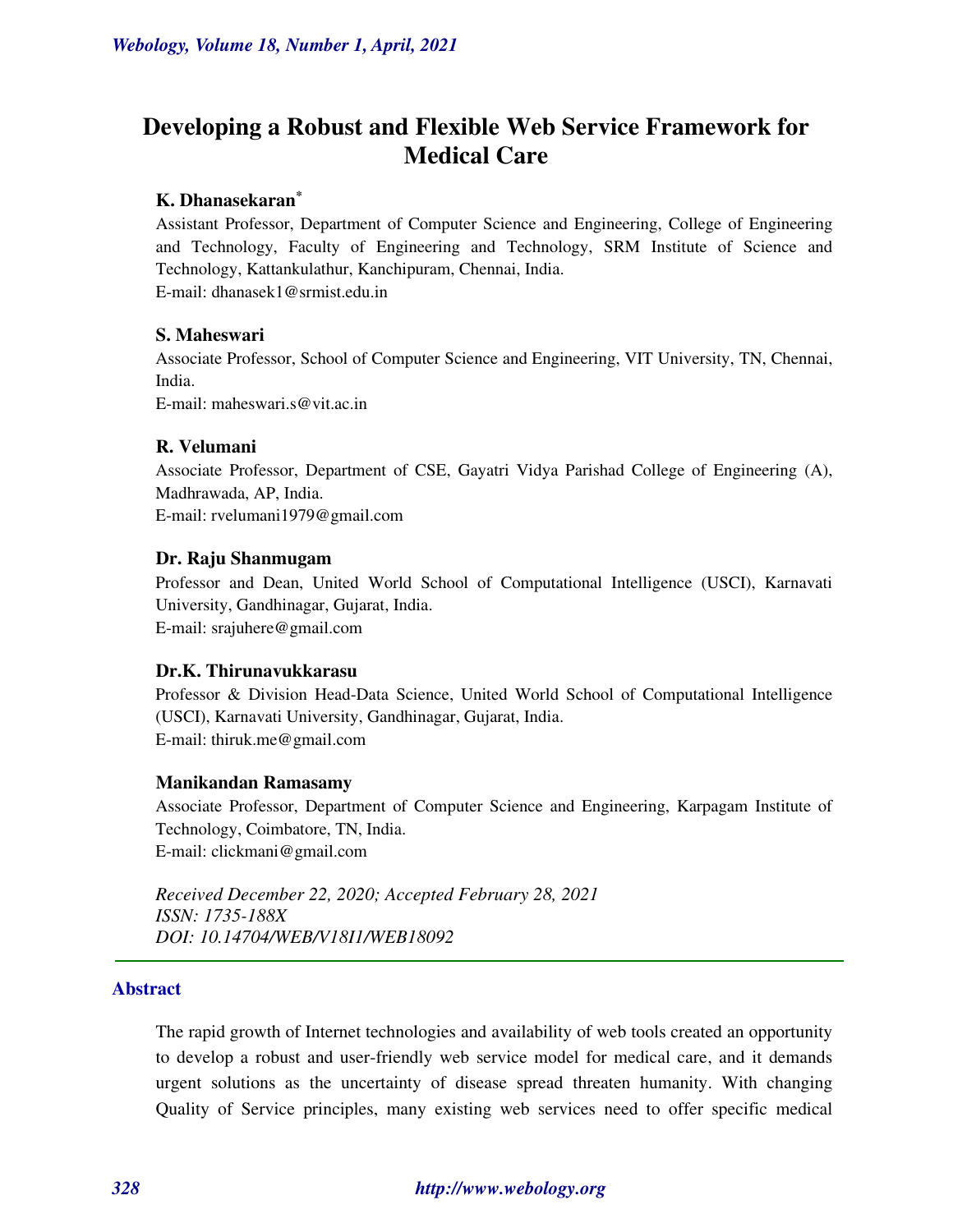# Developing a Robust and Flexible Web Service Framework for Medical Care

**K. Dhanasekaran***

Assistant Professor, Department of Computer Science and Engineering, College of Engineering and Technology, Faculty of Engineering and Technology, SRM Institute of Science and Technology, Kattankulathur, Kanchipuram, Chennai, India.

E-mail: dhanasek1@srmist.edu.in

**S. Maheswari**

Associate Professor, School of Computer Science and Engineering, VIT University, TN, Chennai, India.

E-mail: maheswari.s@vit.ac.in

**R. Velumani**

Associate Professor, Department of CSE, Gayatri Vidya Parishad College of Engineering (A), Madhrawada, AP, India.

E-mail: rvelumani1979@gmail.com

**Dr. Raju Shanmugam**

Professor and Dean, United World School of Computational Intelligence (USCI), Karnavati University, Gandhinagar, Gujarat, India.

E-mail: srajuhere@gmail.com

**Dr.K. Thirunavukkarasu**

Professor & Division Head-Data Science, United World School of Computational Intelligence (USCI), Karnavati University, Gandhinagar, Gujarat, India.

E-mail: thiruk.me@gmail.com

**Manikandan Ramasamy**

Associate Professor, Department of Computer Science and Engineering, Karpagam Institute of Technology, Coimbatore, TN, India.

E-mail: clickmani@gmail.com

*Received December 22, 2020; Accepted February 28, 2021*
*ISSN: 1735-188X*
*DOI: 10.14704/WEB/V18I1/WEB18092*

## Abstract

The rapid growth of Internet technologies and availability of web tools created an opportunity to develop a robust and user-friendly web service model for medical care, and it demands urgent solutions as the uncertainty of disease spread threaten humanity. With changing Quality of Service principles, many existing web services need to offer specific medical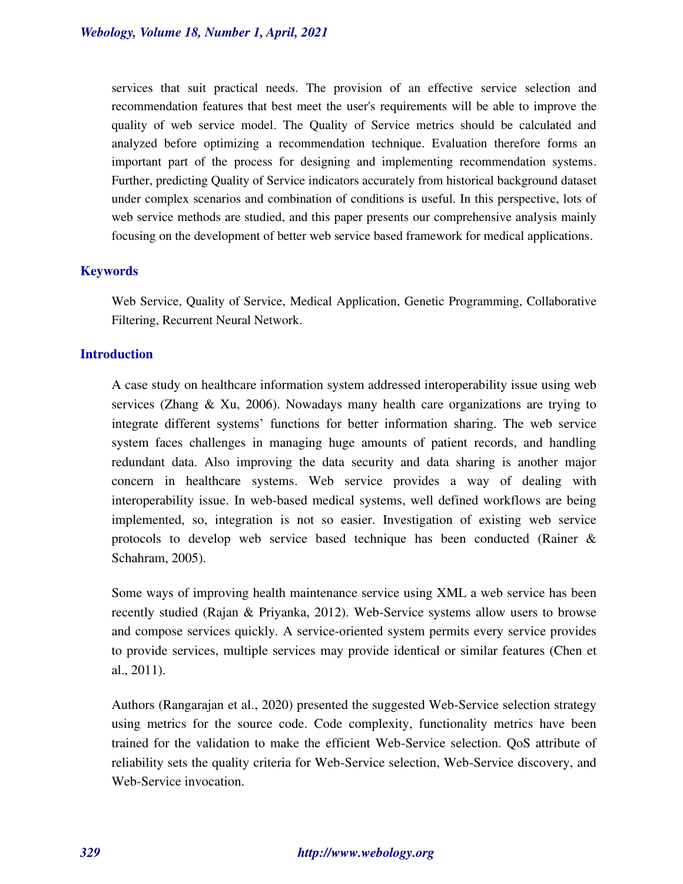services that suit practical needs. The provision of an effective service selection and recommendation features that best meet the user's requirements will be able to improve the quality of web service model. The Quality of Service metrics should be calculated and analyzed before optimizing a recommendation technique. Evaluation therefore forms an important part of the process for designing and implementing recommendation systems. Further, predicting Quality of Service indicators accurately from historical background dataset under complex scenarios and combination of conditions is useful. In this perspective, lots of web service methods are studied, and this paper presents our comprehensive analysis mainly focusing on the development of better web service based framework for medical applications.

## Keywords

Web Service, Quality of Service, Medical Application, Genetic Programming, Collaborative Filtering, Recurrent Neural Network.

## Introduction

A case study on healthcare information system addressed interoperability issue using web services (Zhang & Xu, 2006). Nowadays many health care organizations are trying to integrate different systems' functions for better information sharing. The web service system faces challenges in managing huge amounts of patient records, and handling redundant data. Also improving the data security and data sharing is another major concern in healthcare systems. Web service provides a way of dealing with interoperability issue. In web-based medical systems, well defined workflows are being implemented, so, integration is not so easier. Investigation of existing web service protocols to develop web service based technique has been conducted (Rainer & Schahram, 2005).

Some ways of improving health maintenance service using XML a web service has been recently studied (Rajan & Priyanka, 2012). Web-Service systems allow users to browse and compose services quickly. A service-oriented system permits every service provides to provide services, multiple services may provide identical or similar features (Chen et al., 2011).

Authors (Rangarajan et al., 2020) presented the suggested Web-Service selection strategy using metrics for the source code. Code complexity, functionality metrics have been trained for the validation to make the efficient Web-Service selection. QoS attribute of reliability sets the quality criteria for Web-Service selection, Web-Service discovery, and Web-Service invocation.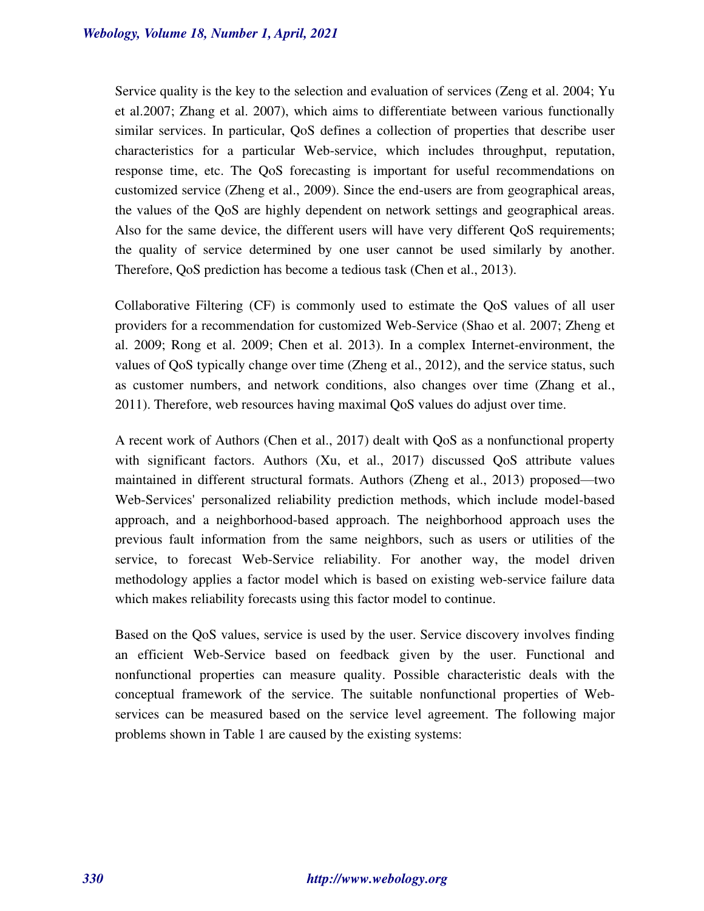Service quality is the key to the selection and evaluation of services (Zeng et al. 2004; Yu et al.2007; Zhang et al. 2007), which aims to differentiate between various functionally similar services. In particular, QoS defines a collection of properties that describe user characteristics for a particular Web-service, which includes throughput, reputation, response time, etc. The QoS forecasting is important for useful recommendations on customized service (Zheng et al., 2009). Since the end-users are from geographical areas, the values of the QoS are highly dependent on network settings and geographical areas. Also for the same device, the different users will have very different QoS requirements; the quality of service determined by one user cannot be used similarly by another. Therefore, QoS prediction has become a tedious task (Chen et al., 2013).

Collaborative Filtering (CF) is commonly used to estimate the QoS values of all user providers for a recommendation for customized Web-Service (Shao et al. 2007; Zheng et al. 2009; Rong et al. 2009; Chen et al. 2013). In a complex Internet-environment, the values of QoS typically change over time (Zheng et al., 2012), and the service status, such as customer numbers, and network conditions, also changes over time (Zhang et al., 2011). Therefore, web resources having maximal QoS values do adjust over time.

A recent work of Authors (Chen et al., 2017) dealt with QoS as a nonfunctional property with significant factors. Authors (Xu, et al., 2017) discussed QoS attribute values maintained in different structural formats. Authors (Zheng et al., 2013) proposed—two Web-Services' personalized reliability prediction methods, which include model-based approach, and a neighborhood-based approach. The neighborhood approach uses the previous fault information from the same neighbors, such as users or utilities of the service, to forecast Web-Service reliability. For another way, the model driven methodology applies a factor model which is based on existing web-service failure data which makes reliability forecasts using this factor model to continue.

Based on the QoS values, service is used by the user. Service discovery involves finding an efficient Web-Service based on feedback given by the user. Functional and nonfunctional properties can measure quality. Possible characteristic deals with the conceptual framework of the service. The suitable nonfunctional properties of Web-services can be measured based on the service level agreement. The following major problems shown in Table 1 are caused by the existing systems: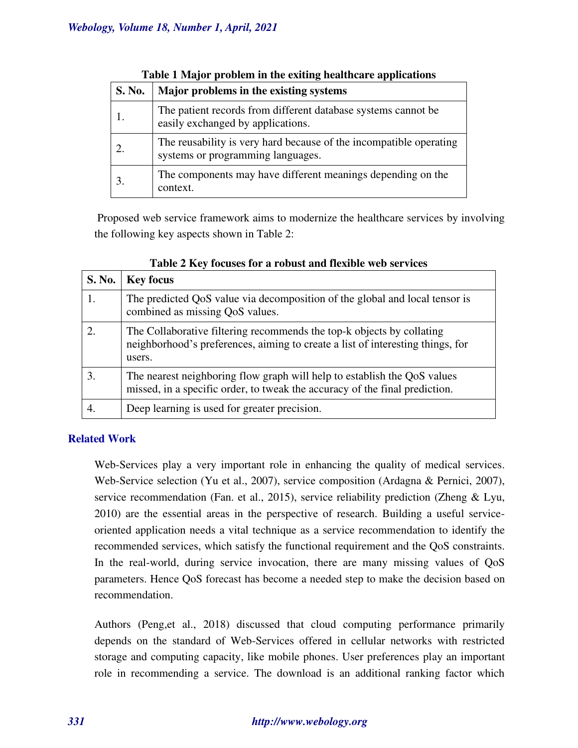**Table 1 Major problem in the exiting healthcare applications**

| S. No. | Major problems in the existing systems |
|---|---|
| 1. | The patient records from different database systems cannot be easily exchanged by applications. |
| 2. | The reusability is very hard because of the incompatible operating systems or programming languages. |
| 3. | The components may have different meanings depending on the context. |

Proposed web service framework aims to modernize the healthcare services by involving the following key aspects shown in Table 2:

**Table 2 Key focuses for a robust and flexible web services**

| S. No. | Key focus |
|---|---|
| 1. | The predicted QoS value via decomposition of the global and local tensor is combined as missing QoS values. |
| 2. | The Collaborative filtering recommends the top-k objects by collating neighborhood's preferences, aiming to create a list of interesting things, for users. |
| 3. | The nearest neighboring flow graph will help to establish the QoS values missed, in a specific order, to tweak the accuracy of the final prediction. |
| 4. | Deep learning is used for greater precision. |

## Related Work

Web-Services play a very important role in enhancing the quality of medical services. Web-Service selection (Yu et al., 2007), service composition (Ardagna & Pernici, 2007), service recommendation (Fan. et al., 2015), service reliability prediction (Zheng & Lyu, 2010) are the essential areas in the perspective of research. Building a useful service-oriented application needs a vital technique as a service recommendation to identify the recommended services, which satisfy the functional requirement and the QoS constraints. In the real-world, during service invocation, there are many missing values of QoS parameters. Hence QoS forecast has become a needed step to make the decision based on recommendation.

Authors (Peng,et al., 2018) discussed that cloud computing performance primarily depends on the standard of Web-Services offered in cellular networks with restricted storage and computing capacity, like mobile phones. User preferences play an important role in recommending a service. The download is an additional ranking factor which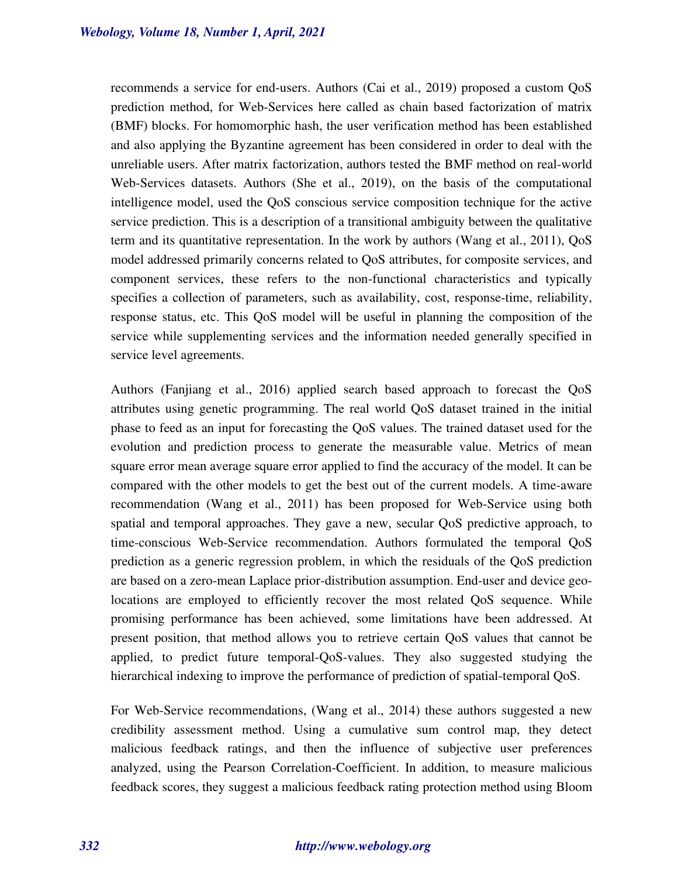recommends a service for end-users. Authors (Cai et al., 2019) proposed a custom QoS prediction method, for Web-Services here called as chain based factorization of matrix (BMF) blocks. For homomorphic hash, the user verification method has been established and also applying the Byzantine agreement has been considered in order to deal with the unreliable users. After matrix factorization, authors tested the BMF method on real-world Web-Services datasets. Authors (She et al., 2019), on the basis of the computational intelligence model, used the QoS conscious service composition technique for the active service prediction. This is a description of a transitional ambiguity between the qualitative term and its quantitative representation. In the work by authors (Wang et al., 2011), QoS model addressed primarily concerns related to QoS attributes, for composite services, and component services, these refers to the non-functional characteristics and typically specifies a collection of parameters, such as availability, cost, response-time, reliability, response status, etc. This QoS model will be useful in planning the composition of the service while supplementing services and the information needed generally specified in service level agreements.

Authors (Fanjiang et al., 2016) applied search based approach to forecast the QoS attributes using genetic programming. The real world QoS dataset trained in the initial phase to feed as an input for forecasting the QoS values. The trained dataset used for the evolution and prediction process to generate the measurable value. Metrics of mean square error mean average square error applied to find the accuracy of the model. It can be compared with the other models to get the best out of the current models. A time-aware recommendation (Wang et al., 2011) has been proposed for Web-Service using both spatial and temporal approaches. They gave a new, secular QoS predictive approach, to time-conscious Web-Service recommendation. Authors formulated the temporal QoS prediction as a generic regression problem, in which the residuals of the QoS prediction are based on a zero-mean Laplace prior-distribution assumption. End-user and device geo-locations are employed to efficiently recover the most related QoS sequence. While promising performance has been achieved, some limitations have been addressed. At present position, that method allows you to retrieve certain QoS values that cannot be applied, to predict future temporal-QoS-values. They also suggested studying the hierarchical indexing to improve the performance of prediction of spatial-temporal QoS.

For Web-Service recommendations, (Wang et al., 2014) these authors suggested a new credibility assessment method. Using a cumulative sum control map, they detect malicious feedback ratings, and then the influence of subjective user preferences analyzed, using the Pearson Correlation-Coefficient. In addition, to measure malicious feedback scores, they suggest a malicious feedback rating protection method using Bloom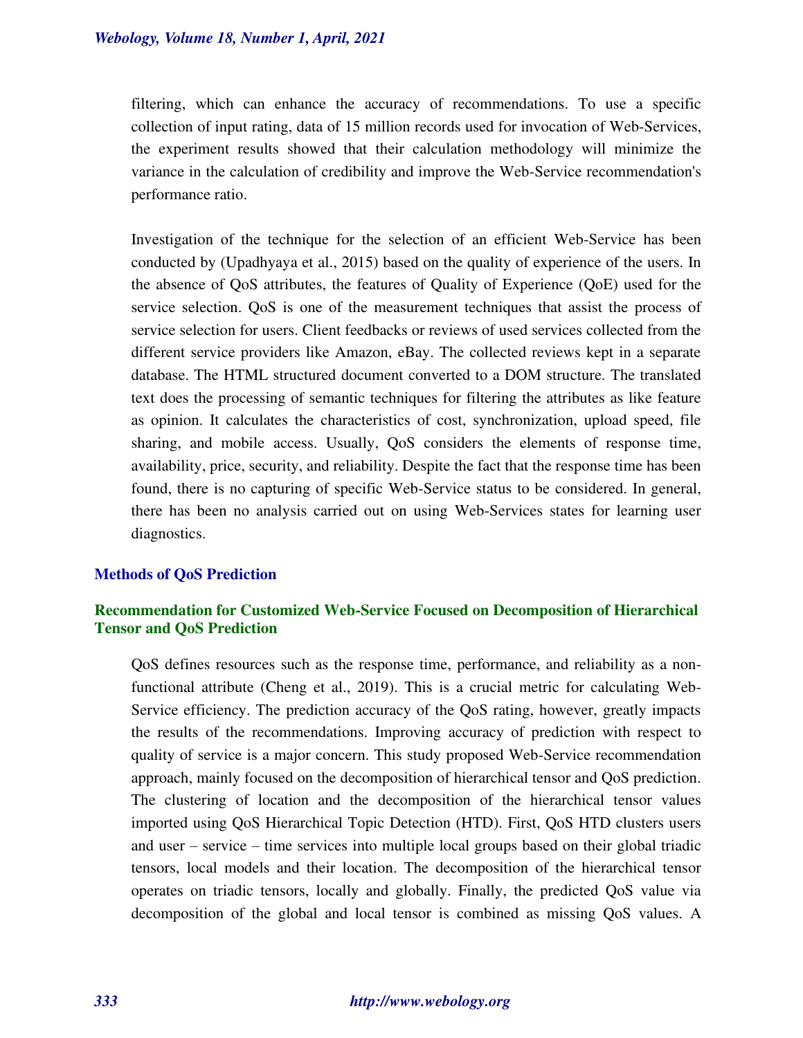filtering, which can enhance the accuracy of recommendations. To use a specific collection of input rating, data of 15 million records used for invocation of Web-Services, the experiment results showed that their calculation methodology will minimize the variance in the calculation of credibility and improve the Web-Service recommendation's performance ratio.

Investigation of the technique for the selection of an efficient Web-Service has been conducted by (Upadhyaya et al., 2015) based on the quality of experience of the users. In the absence of QoS attributes, the features of Quality of Experience (QoE) used for the service selection. QoS is one of the measurement techniques that assist the process of service selection for users. Client feedbacks or reviews of used services collected from the different service providers like Amazon, eBay. The collected reviews kept in a separate database. The HTML structured document converted to a DOM structure. The translated text does the processing of semantic techniques for filtering the attributes as like feature as opinion. It calculates the characteristics of cost, synchronization, upload speed, file sharing, and mobile access. Usually, QoS considers the elements of response time, availability, price, security, and reliability. Despite the fact that the response time has been found, there is no capturing of specific Web-Service status to be considered. In general, there has been no analysis carried out on using Web-Services states for learning user diagnostics.

## Methods of QoS Prediction

### Recommendation for Customized Web-Service Focused on Decomposition of Hierarchical Tensor and QoS Prediction

QoS defines resources such as the response time, performance, and reliability as a non-functional attribute (Cheng et al., 2019). This is a crucial metric for calculating Web-Service efficiency. The prediction accuracy of the QoS rating, however, greatly impacts the results of the recommendations. Improving accuracy of prediction with respect to quality of service is a major concern. This study proposed Web-Service recommendation approach, mainly focused on the decomposition of hierarchical tensor and QoS prediction. The clustering of location and the decomposition of the hierarchical tensor values imported using QoS Hierarchical Topic Detection (HTD). First, QoS HTD clusters users and user – service – time services into multiple local groups based on their global triadic tensors, local models and their location. The decomposition of the hierarchical tensor operates on triadic tensors, locally and globally. Finally, the predicted QoS value via decomposition of the global and local tensor is combined as missing QoS values. A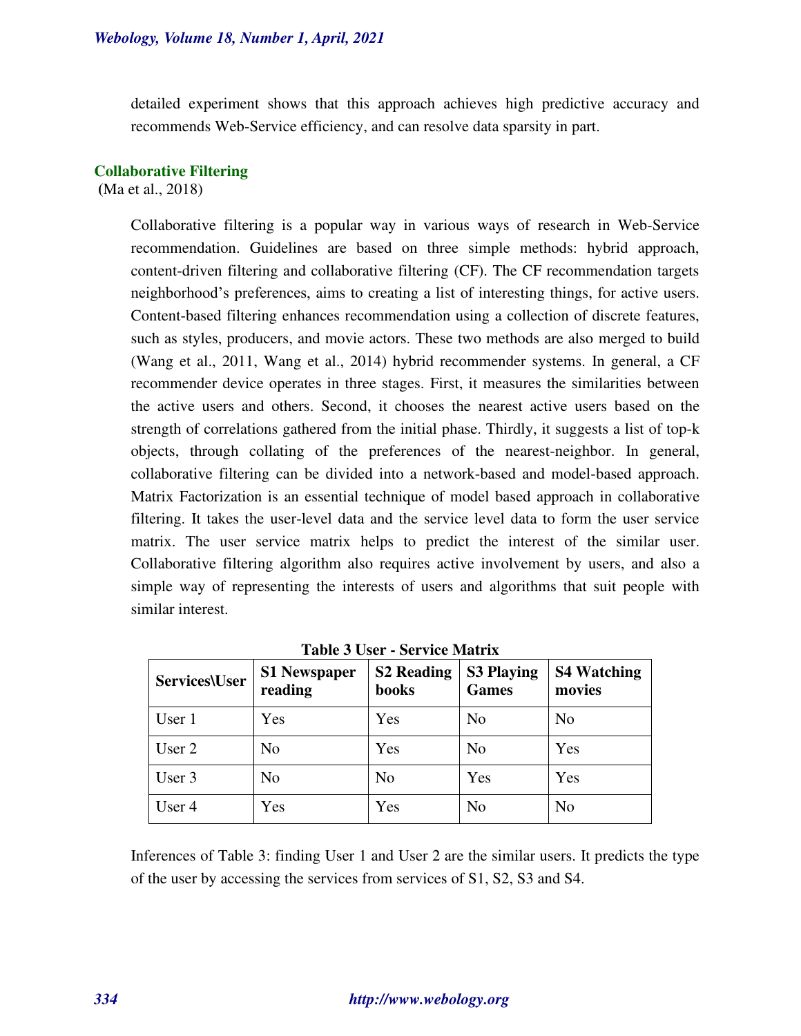detailed experiment shows that this approach achieves high predictive accuracy and recommends Web-Service efficiency, and can resolve data sparsity in part.

## Collaborative Filtering

(Ma et al., 2018)

Collaborative filtering is a popular way in various ways of research in Web-Service recommendation. Guidelines are based on three simple methods: hybrid approach, content-driven filtering and collaborative filtering (CF). The CF recommendation targets neighborhood's preferences, aims to creating a list of interesting things, for active users. Content-based filtering enhances recommendation using a collection of discrete features, such as styles, producers, and movie actors. These two methods are also merged to build (Wang et al., 2011, Wang et al., 2014) hybrid recommender systems. In general, a CF recommender device operates in three stages. First, it measures the similarities between the active users and others. Second, it chooses the nearest active users based on the strength of correlations gathered from the initial phase. Thirdly, it suggests a list of top-k objects, through collating of the preferences of the nearest-neighbor. In general, collaborative filtering can be divided into a network-based and model-based approach. Matrix Factorization is an essential technique of model based approach in collaborative filtering. It takes the user-level data and the service level data to form the user service matrix. The user service matrix helps to predict the interest of the similar user. Collaborative filtering algorithm also requires active involvement by users, and also a simple way of representing the interests of users and algorithms that suit people with similar interest.

**Table 3 User - Service Matrix**

| Services\User | S1 Newspaper reading | S2 Reading books | S3 Playing Games | S4 Watching movies |
|---|---|---|---|---|
| User 1 | Yes | Yes | No | No |
| User 2 | No | Yes | No | Yes |
| User 3 | No | No | Yes | Yes |
| User 4 | Yes | Yes | No | No |

Inferences of Table 3: finding User 1 and User 2 are the similar users. It predicts the type of the user by accessing the services from services of S1, S2, S3 and S4.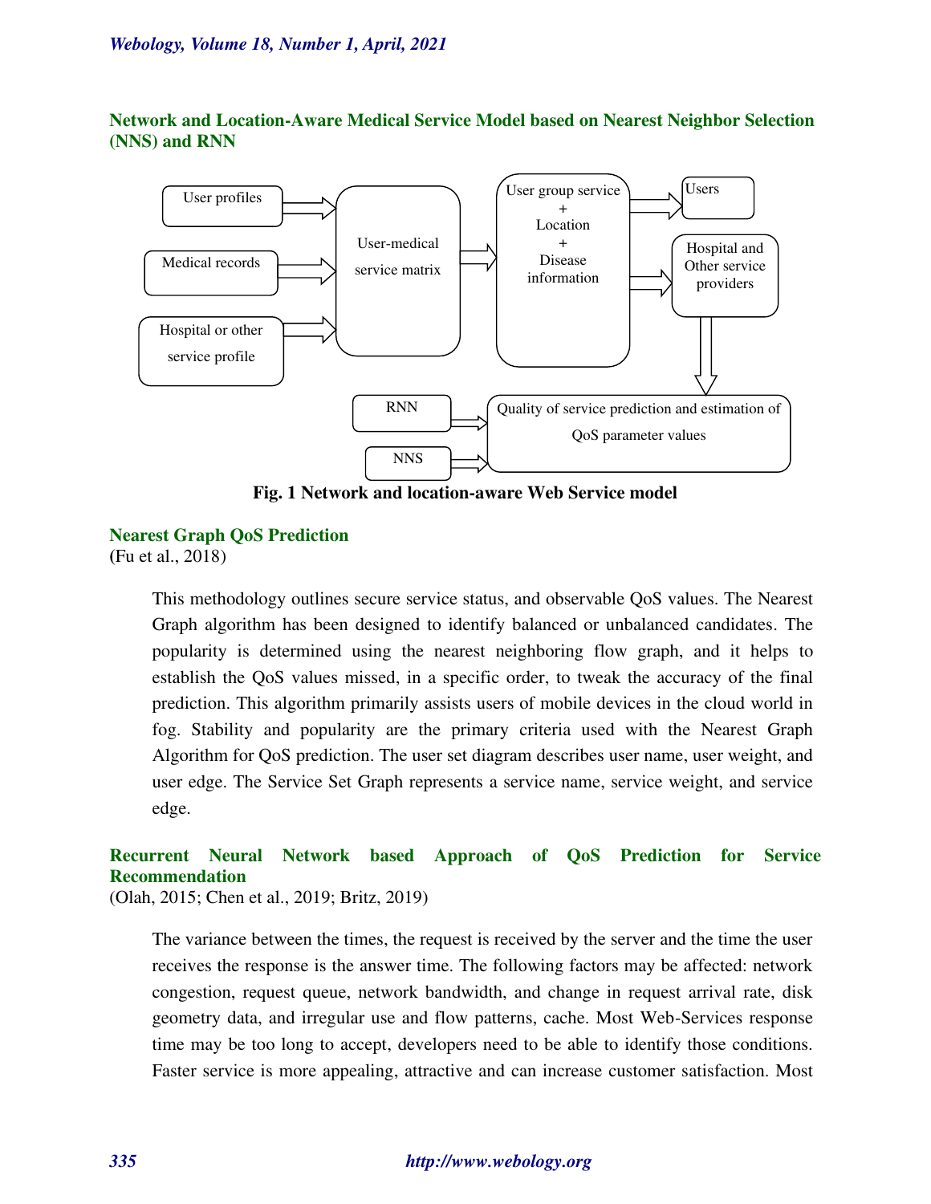## Network and Location-Aware Medical Service Model based on Nearest Neighbor Selection (NNS) and RNN

User profiles

Medical records

Hospital or other service profile

User-medical service matrix

User group service + Location + Disease information

Users

Hospital and Other service providers

RNN

NNS

Quality of service prediction and estimation of QoS parameter values

**Fig. 1 Network and location-aware Web Service model**

## Nearest Graph QoS Prediction

(Fu et al., 2018)

This methodology outlines secure service status, and observable QoS values. The Nearest Graph algorithm has been designed to identify balanced or unbalanced candidates. The popularity is determined using the nearest neighboring flow graph, and it helps to establish the QoS values missed, in a specific order, to tweak the accuracy of the final prediction. This algorithm primarily assists users of mobile devices in the cloud world in fog. Stability and popularity are the primary criteria used with the Nearest Graph Algorithm for QoS prediction. The user set diagram describes user name, user weight, and user edge. The Service Set Graph represents a service name, service weight, and service edge.

## Recurrent Neural Network based Approach of QoS Prediction for Service Recommendation

(Olah, 2015; Chen et al., 2019; Britz, 2019)

The variance between the times, the request is received by the server and the time the user receives the response is the answer time. The following factors may be affected: network congestion, request queue, network bandwidth, and change in request arrival rate, disk geometry data, and irregular use and flow patterns, cache. Most Web-Services response time may be too long to accept, developers need to be able to identify those conditions. Faster service is more appealing, attractive and can increase customer satisfaction. Most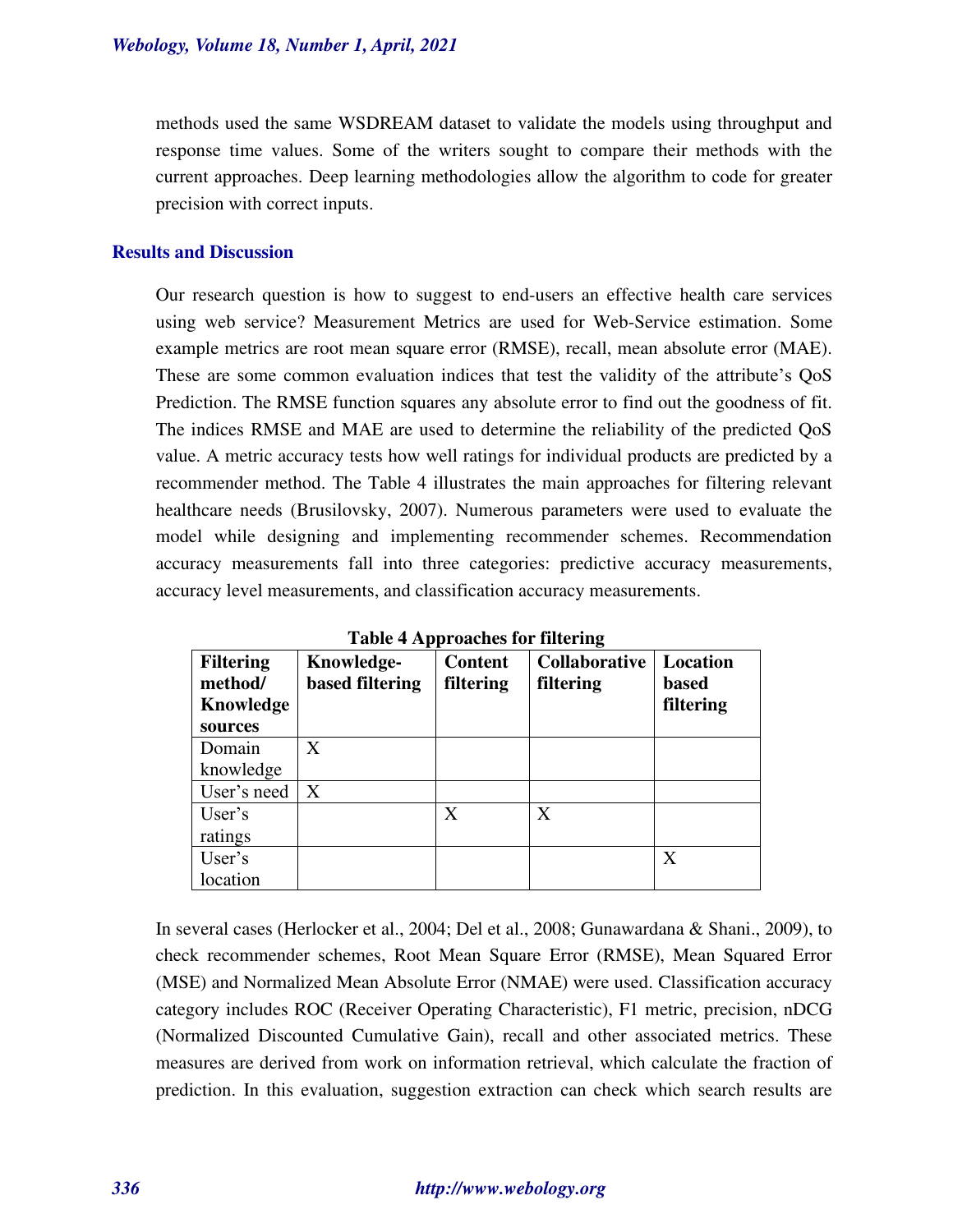methods used the same WSDREAM dataset to validate the models using throughput and response time values. Some of the writers sought to compare their methods with the current approaches. Deep learning methodologies allow the algorithm to code for greater precision with correct inputs.

## Results and Discussion

Our research question is how to suggest to end-users an effective health care services using web service? Measurement Metrics are used for Web-Service estimation. Some example metrics are root mean square error (RMSE), recall, mean absolute error (MAE). These are some common evaluation indices that test the validity of the attribute's QoS Prediction. The RMSE function squares any absolute error to find out the goodness of fit. The indices RMSE and MAE are used to determine the reliability of the predicted QoS value. A metric accuracy tests how well ratings for individual products are predicted by a recommender method. The Table 4 illustrates the main approaches for filtering relevant healthcare needs (Brusilovsky, 2007). Numerous parameters were used to evaluate the model while designing and implementing recommender schemes. Recommendation accuracy measurements fall into three categories: predictive accuracy measurements, accuracy level measurements, and classification accuracy measurements.

**Table 4 Approaches for filtering**

| Filtering method/ Knowledge sources | Knowledge-based filtering | Content filtering | Collaborative filtering | Location based filtering |
|---|---|---|---|---|
| Domain knowledge | X | | | |
| User's need | X | | | |
| User's ratings | | X | X | |
| User's location | | | | X |

In several cases (Herlocker et al., 2004; Del et al., 2008; Gunawardana & Shani., 2009), to check recommender schemes, Root Mean Square Error (RMSE), Mean Squared Error (MSE) and Normalized Mean Absolute Error (NMAE) were used. Classification accuracy category includes ROC (Receiver Operating Characteristic), F1 metric, precision, nDCG (Normalized Discounted Cumulative Gain), recall and other associated metrics. These measures are derived from work on information retrieval, which calculate the fraction of prediction. In this evaluation, suggestion extraction can check which search results are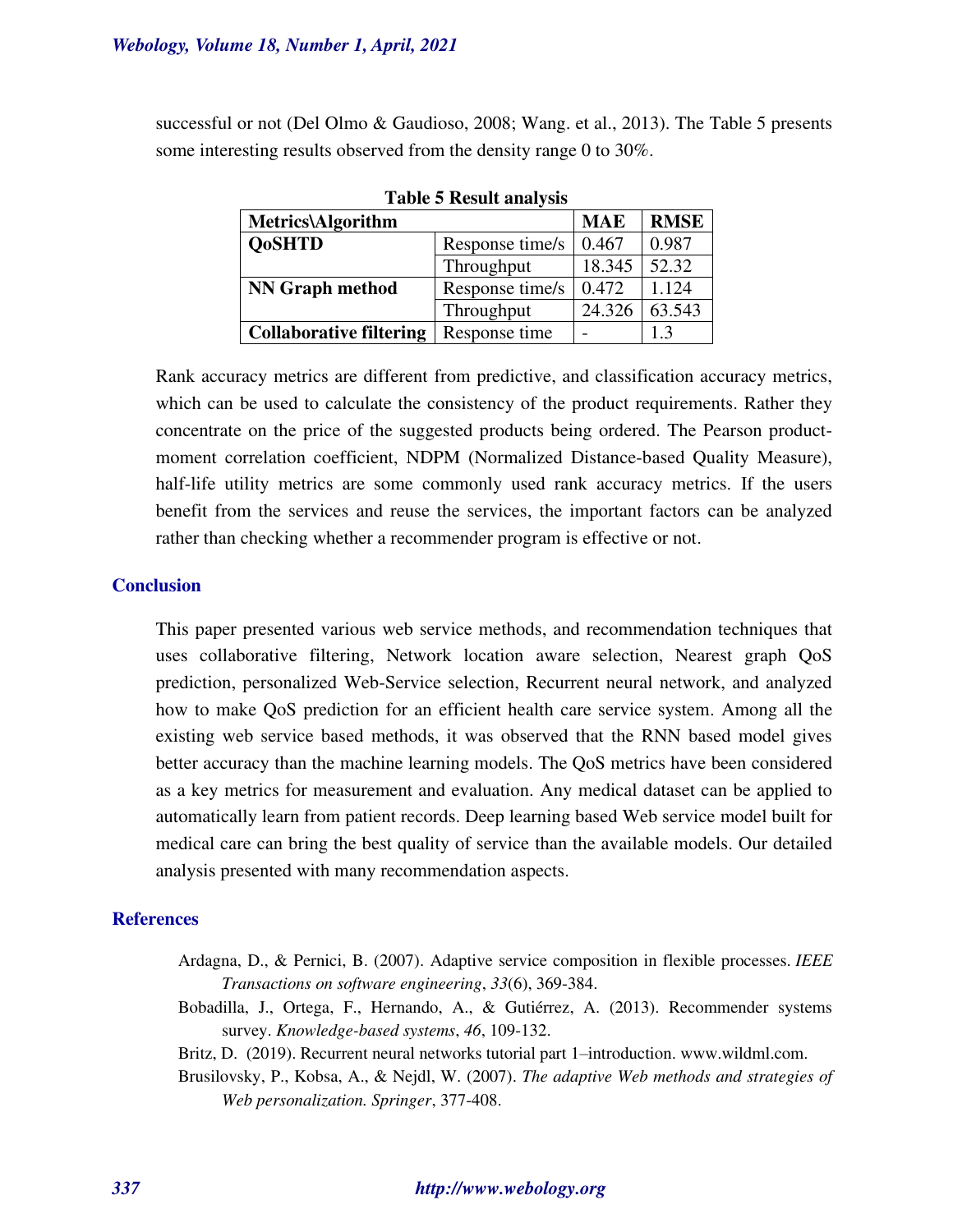successful or not (Del Olmo & Gaudioso, 2008; Wang. et al., 2013). The Table 5 presents some interesting results observed from the density range 0 to 30%.

**Table 5 Result analysis**

| **Metrics\Algorithm** | | **MAE** | **RMSE** |
|---|---|---|---|
| **QoSHTD** | Response time/s | 0.467 | 0.987 |
| | Throughput | 18.345 | 52.32 |
| **NN Graph method** | Response time/s | 0.472 | 1.124 |
| | Throughput | 24.326 | 63.543 |
| **Collaborative filtering** | Response time | - | 1.3 |

Rank accuracy metrics are different from predictive, and classification accuracy metrics, which can be used to calculate the consistency of the product requirements. Rather they concentrate on the price of the suggested products being ordered. The Pearson product-moment correlation coefficient, NDPM (Normalized Distance-based Quality Measure), half-life utility metrics are some commonly used rank accuracy metrics. If the users benefit from the services and reuse the services, the important factors can be analyzed rather than checking whether a recommender program is effective or not.

## Conclusion

This paper presented various web service methods, and recommendation techniques that uses collaborative filtering, Network location aware selection, Nearest graph QoS prediction, personalized Web-Service selection, Recurrent neural network, and analyzed how to make QoS prediction for an efficient health care service system. Among all the existing web service based methods, it was observed that the RNN based model gives better accuracy than the machine learning models. The QoS metrics have been considered as a key metrics for measurement and evaluation. Any medical dataset can be applied to automatically learn from patient records. Deep learning based Web service model built for medical care can bring the best quality of service than the available models. Our detailed analysis presented with many recommendation aspects.

## References

Ardagna, D., & Pernici, B. (2007). Adaptive service composition in flexible processes. *IEEE Transactions on software engineering*, *33*(6), 369-384.

Bobadilla, J., Ortega, F., Hernando, A., & Gutiérrez, A. (2013). Recommender systems survey. *Knowledge-based systems*, *46*, 109-132.

Britz, D. (2019). Recurrent neural networks tutorial part 1–introduction. www.wildml.com.

Brusilovsky, P., Kobsa, A., & Nejdl, W. (2007). *The adaptive Web methods and strategies of Web personalization. Springer*, 377-408.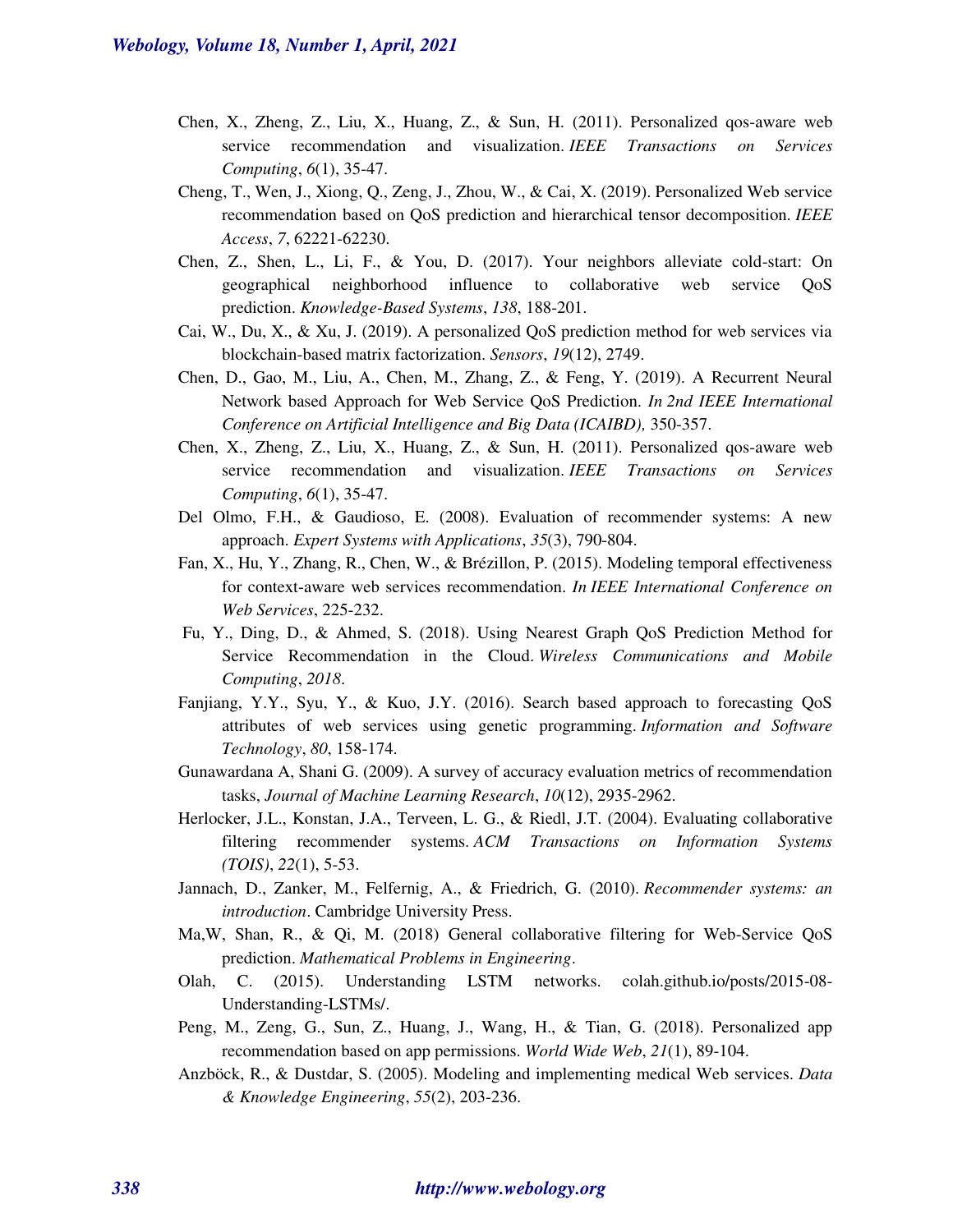Chen, X., Zheng, Z., Liu, X., Huang, Z., & Sun, H. (2011). Personalized qos-aware web service recommendation and visualization. *IEEE Transactions on Services Computing*, *6*(1), 35-47.

Cheng, T., Wen, J., Xiong, Q., Zeng, J., Zhou, W., & Cai, X. (2019). Personalized Web service recommendation based on QoS prediction and hierarchical tensor decomposition. *IEEE Access*, *7*, 62221-62230.

Chen, Z., Shen, L., Li, F., & You, D. (2017). Your neighbors alleviate cold-start: On geographical neighborhood influence to collaborative web service QoS prediction. *Knowledge-Based Systems*, *138*, 188-201.

Cai, W., Du, X., & Xu, J. (2019). A personalized QoS prediction method for web services via blockchain-based matrix factorization. *Sensors*, *19*(12), 2749.

Chen, D., Gao, M., Liu, A., Chen, M., Zhang, Z., & Feng, Y. (2019). A Recurrent Neural Network based Approach for Web Service QoS Prediction. *In 2nd IEEE International Conference on Artificial Intelligence and Big Data (ICAIBD),* 350-357.

Chen, X., Zheng, Z., Liu, X., Huang, Z., & Sun, H. (2011). Personalized qos-aware web service recommendation and visualization. *IEEE Transactions on Services Computing*, *6*(1), 35-47.

Del Olmo, F.H., & Gaudioso, E. (2008). Evaluation of recommender systems: A new approach. *Expert Systems with Applications*, *35*(3), 790-804.

Fan, X., Hu, Y., Zhang, R., Chen, W., & Brézillon, P. (2015). Modeling temporal effectiveness for context-aware web services recommendation. *In IEEE International Conference on Web Services*, 225-232.

Fu, Y., Ding, D., & Ahmed, S. (2018). Using Nearest Graph QoS Prediction Method for Service Recommendation in the Cloud. *Wireless Communications and Mobile Computing*, *2018*.

Fanjiang, Y.Y., Syu, Y., & Kuo, J.Y. (2016). Search based approach to forecasting QoS attributes of web services using genetic programming. *Information and Software Technology*, *80*, 158-174.

Gunawardana A, Shani G. (2009). A survey of accuracy evaluation metrics of recommendation tasks, *Journal of Machine Learning Research*, *10*(12), 2935-2962.

Herlocker, J.L., Konstan, J.A., Terveen, L. G., & Riedl, J.T. (2004). Evaluating collaborative filtering recommender systems. *ACM Transactions on Information Systems (TOIS)*, *22*(1), 5-53.

Jannach, D., Zanker, M., Felfernig, A., & Friedrich, G. (2010). *Recommender systems: an introduction*. Cambridge University Press.

Ma,W, Shan, R., & Qi, M. (2018) General collaborative filtering for Web-Service QoS prediction. *Mathematical Problems in Engineering*.

Olah, C. (2015). Understanding LSTM networks. colah.github.io/posts/2015-08-Understanding-LSTMs/.

Peng, M., Zeng, G., Sun, Z., Huang, J., Wang, H., & Tian, G. (2018). Personalized app recommendation based on app permissions. *World Wide Web*, *21*(1), 89-104.

Anzböck, R., & Dustdar, S. (2005). Modeling and implementing medical Web services. *Data & Knowledge Engineering*, *55*(2), 203-236.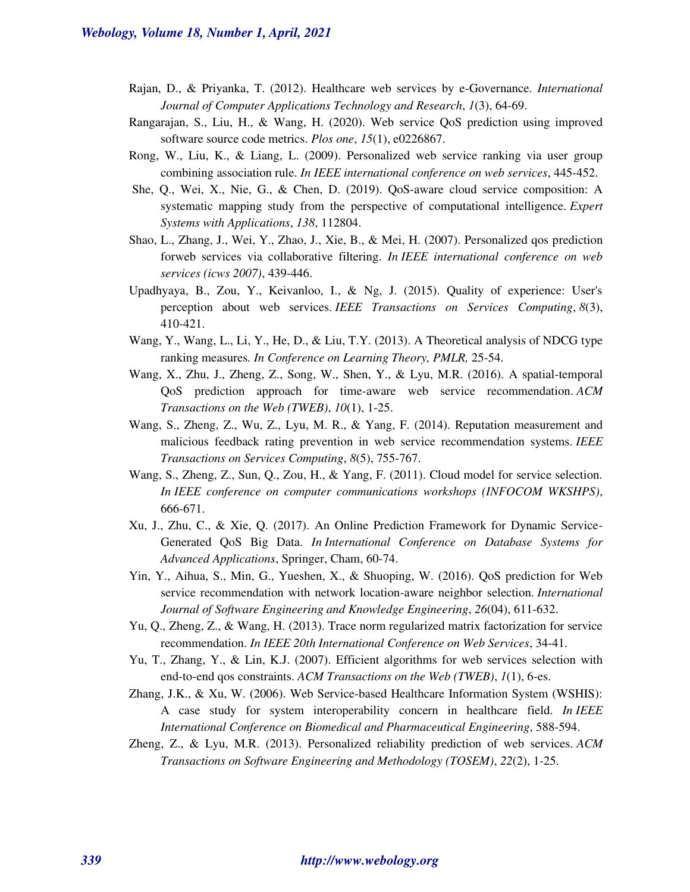Rajan, D., & Priyanka, T. (2012). Healthcare web services by e-Governance. *International Journal of Computer Applications Technology and Research*, *1*(3), 64-69.

Rangarajan, S., Liu, H., & Wang, H. (2020). Web service QoS prediction using improved software source code metrics. *Plos one*, *15*(1), e0226867.

Rong, W., Liu, K., & Liang, L. (2009). Personalized web service ranking via user group combining association rule. *In IEEE international conference on web services*, 445-452.

She, Q., Wei, X., Nie, G., & Chen, D. (2019). QoS-aware cloud service composition: A systematic mapping study from the perspective of computational intelligence. *Expert Systems with Applications*, *138*, 112804.

Shao, L., Zhang, J., Wei, Y., Zhao, J., Xie, B., & Mei, H. (2007). Personalized qos prediction forweb services via collaborative filtering. *In IEEE international conference on web services (icws 2007)*, 439-446.

Upadhyaya, B., Zou, Y., Keivanloo, I., & Ng, J. (2015). Quality of experience: User's perception about web services. *IEEE Transactions on Services Computing*, *8*(3), 410-421.

Wang, Y., Wang, L., Li, Y., He, D., & Liu, T.Y. (2013). A Theoretical analysis of NDCG type ranking measures. *In Conference on Learning Theory, PMLR,* 25-54.

Wang, X., Zhu, J., Zheng, Z., Song, W., Shen, Y., & Lyu, M.R. (2016). A spatial-temporal QoS prediction approach for time-aware web service recommendation. *ACM Transactions on the Web (TWEB)*, *10*(1), 1-25.

Wang, S., Zheng, Z., Wu, Z., Lyu, M. R., & Yang, F. (2014). Reputation measurement and malicious feedback rating prevention in web service recommendation systems. *IEEE Transactions on Services Computing*, *8*(5), 755-767.

Wang, S., Zheng, Z., Sun, Q., Zou, H., & Yang, F. (2011). Cloud model for service selection. *In IEEE conference on computer communications workshops (INFOCOM WKSHPS)*, 666-671.

Xu, J., Zhu, C., & Xie, Q. (2017). An Online Prediction Framework for Dynamic Service-Generated QoS Big Data. *In International Conference on Database Systems for Advanced Applications*, Springer, Cham, 60-74.

Yin, Y., Aihua, S., Min, G., Yueshen, X., & Shuoping, W. (2016). QoS prediction for Web service recommendation with network location-aware neighbor selection. *International Journal of Software Engineering and Knowledge Engineering*, *26*(04), 611-632.

Yu, Q., Zheng, Z., & Wang, H. (2013). Trace norm regularized matrix factorization for service recommendation. *In IEEE 20th International Conference on Web Services*, 34-41.

Yu, T., Zhang, Y., & Lin, K.J. (2007). Efficient algorithms for web services selection with end-to-end qos constraints. *ACM Transactions on the Web (TWEB)*, *1*(1), 6-es.

Zhang, J.K., & Xu, W. (2006). Web Service-based Healthcare Information System (WSHIS): A case study for system interoperability concern in healthcare field. *In IEEE International Conference on Biomedical and Pharmaceutical Engineering*, 588-594.

Zheng, Z., & Lyu, M.R. (2013). Personalized reliability prediction of web services. *ACM Transactions on Software Engineering and Methodology (TOSEM)*, *22*(2), 1-25.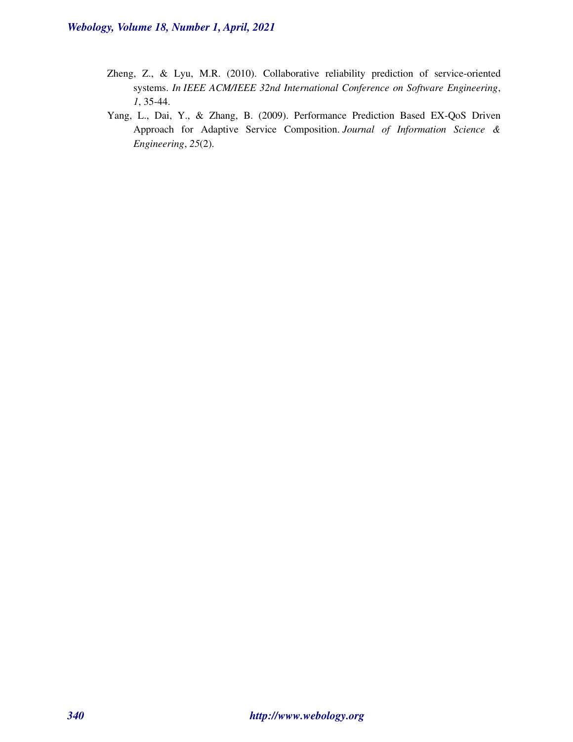Zheng, Z., & Lyu, M.R. (2010). Collaborative reliability prediction of service-oriented systems. *In IEEE ACM/IEEE 32nd International Conference on Software Engineering*, *1*, 35-44.

Yang, L., Dai, Y., & Zhang, B. (2009). Performance Prediction Based EX-QoS Driven Approach for Adaptive Service Composition. *Journal of Information Science & Engineering*, *25*(2).